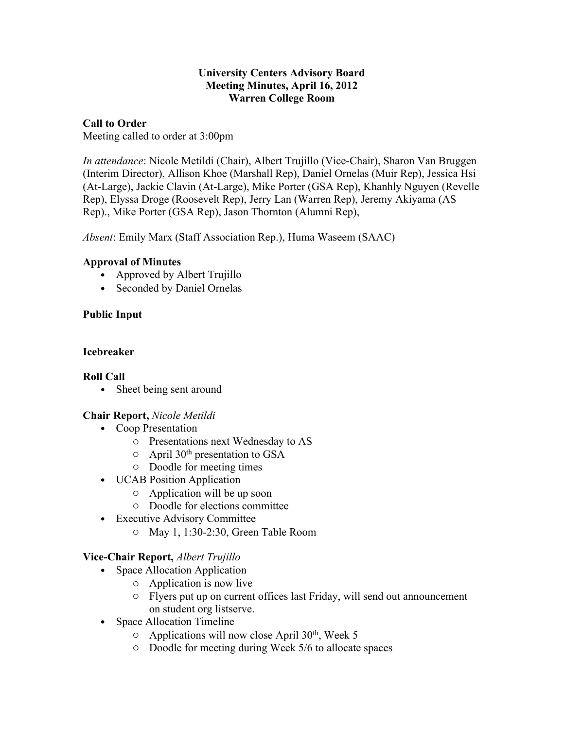**University Centers Advisory Board**
**Meeting Minutes, April 16, 2012**
**Warren College Room**

**Call to Order**
Meeting called to order at 3:00pm

*In attendance*: Nicole Metildi (Chair), Albert Trujillo (Vice-Chair), Sharon Van Bruggen (Interim Director), Allison Khoe (Marshall Rep), Daniel Ornelas (Muir Rep), Jessica Hsi (At-Large), Jackie Clavin (At-Large), Mike Porter (GSA Rep), Khanhly Nguyen (Revelle Rep), Elyssa Droge (Roosevelt Rep), Jerry Lan (Warren Rep), Jeremy Akiyama (AS Rep)., Mike Porter (GSA Rep), Jason Thornton (Alumni Rep),

*Absent*: Emily Marx (Staff Association Rep.), Huma Waseem (SAAC)

**Approval of Minutes**

- Approved by Albert Trujillo
- Seconded by Daniel Ornelas

**Public Input**

**Icebreaker**

**Roll Call**

- Sheet being sent around

**Chair Report,** *Nicole Metildi*

- Coop Presentation
  - Presentations next Wednesday to AS
  - April 30th presentation to GSA
  - Doodle for meeting times
- UCAB Position Application
  - Application will be up soon
  - Doodle for elections committee
- Executive Advisory Committee
  - May 1, 1:30-2:30, Green Table Room

**Vice-Chair Report,** *Albert Trujillo*

- Space Allocation Application
  - Application is now live
  - Flyers put up on current offices last Friday, will send out announcement on student org listserve.
- Space Allocation Timeline
  - Applications will now close April 30th, Week 5
  - Doodle for meeting during Week 5/6 to allocate spaces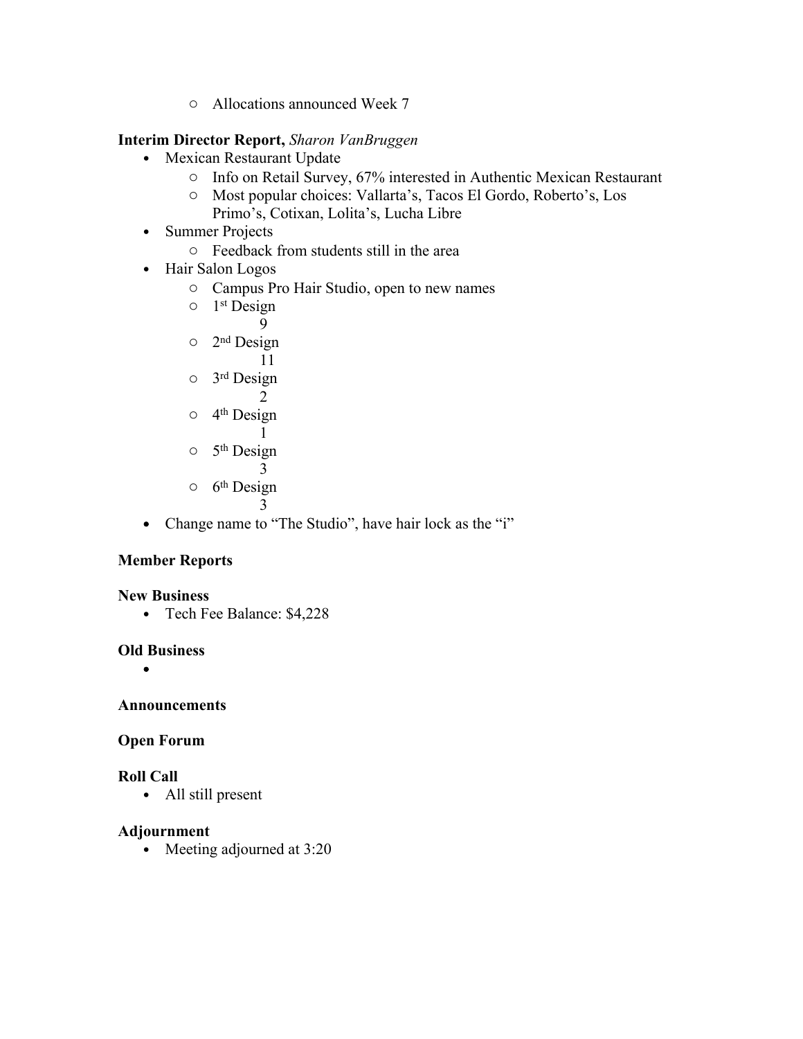- Allocations announced Week 7

**Interim Director Report,** *Sharon VanBruggen*

- Mexican Restaurant Update
  - Info on Retail Survey, 67% interested in Authentic Mexican Restaurant
  - Most popular choices: Vallarta's, Tacos El Gordo, Roberto's, Los Primo's, Cotixan, Lolita's, Lucha Libre
- Summer Projects
  - Feedback from students still in the area
- Hair Salon Logos
  - Campus Pro Hair Studio, open to new names
  - 1st Design
    9
  - 2nd Design
    11
  - 3rd Design
    2
  - 4th Design
    1
  - 5th Design
    3
  - 6th Design
    3
- Change name to "The Studio", have hair lock as the "i"

**Member Reports**

**New Business**

- Tech Fee Balance: $4,228

**Old Business**

-

**Announcements**

**Open Forum**

**Roll Call**

- All still present

**Adjournment**

- Meeting adjourned at 3:20